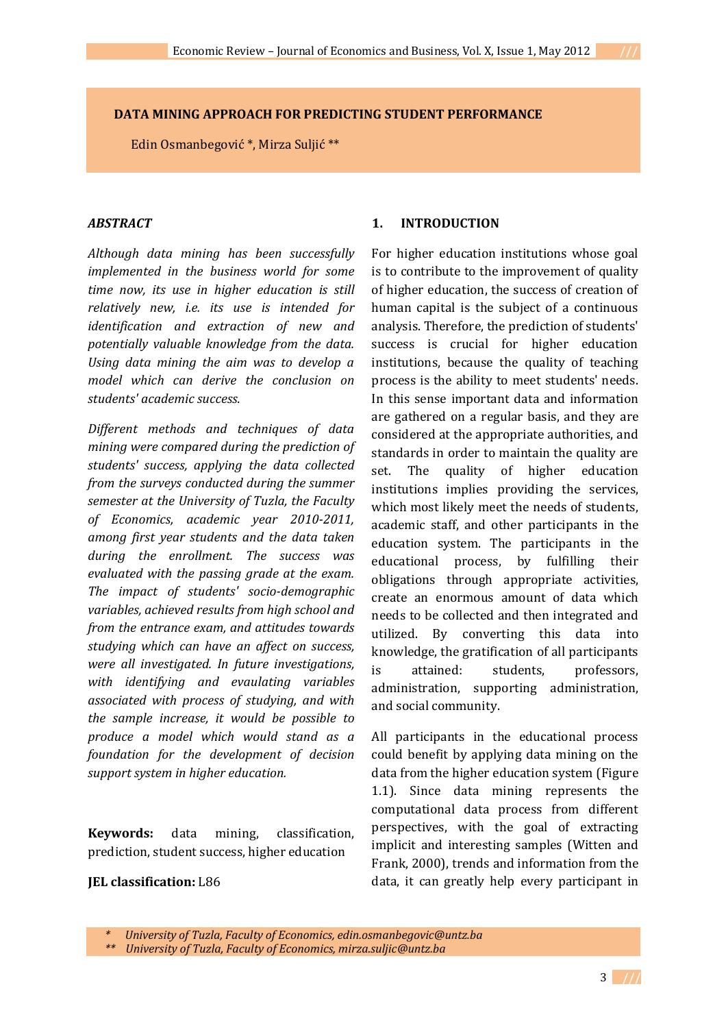# DATA MINING APPROACH FOR PREDICTING STUDENT PERFORMANCE

Edin Osmanbegović *, Mirza Suljić **

## *ABSTRACT*

*Although data mining has been successfully implemented in the business world for some time now, its use in higher education is still relatively new, i.e. its use is intended for identification and extraction of new and potentially valuable knowledge from the data. Using data mining the aim was to develop a model which can derive the conclusion on students' academic success.*

*Different methods and techniques of data mining were compared during the prediction of students' success, applying the data collected from the surveys conducted during the summer semester at the University of Tuzla, the Faculty of Economics, academic year 2010-2011, among first year students and the data taken during the enrollment. The success was evaluated with the passing grade at the exam. The impact of students' socio-demographic variables, achieved results from high school and from the entrance exam, and attitudes towards studying which can have an affect on success, were all investigated. In future investigations, with identifying and evaulating variables associated with process of studying, and with the sample increase, it would be possible to produce a model which would stand as a foundation for the development of decision support system in higher education.*

**Keywords:** data mining, classification, prediction, student success, higher education

**JEL classification:** L86

## 1. INTRODUCTION

For higher education institutions whose goal is to contribute to the improvement of quality of higher education, the success of creation of human capital is the subject of a continuous analysis. Therefore, the prediction of students' success is crucial for higher education institutions, because the quality of teaching process is the ability to meet students' needs. In this sense important data and information are gathered on a regular basis, and they are considered at the appropriate authorities, and standards in order to maintain the quality are set. The quality of higher education institutions implies providing the services, which most likely meet the needs of students, academic staff, and other participants in the education system. The participants in the educational process, by fulfilling their obligations through appropriate activities, create an enormous amount of data which needs to be collected and then integrated and utilized. By converting this data into knowledge, the gratification of all participants is attained: students, professors, administration, supporting administration, and social community.

All participants in the educational process could benefit by applying data mining on the data from the higher education system (Figure 1.1). Since data mining represents the computational data process from different perspectives, with the goal of extracting implicit and interesting samples (Witten and Frank, 2000), trends and information from the data, it can greatly help every participant in

---

\* *University of Tuzla, Faculty of Economics, edin.osmanbegovic@untz.ba*

\*\* *University of Tuzla, Faculty of Economics, mirza.suljic@untz.ba*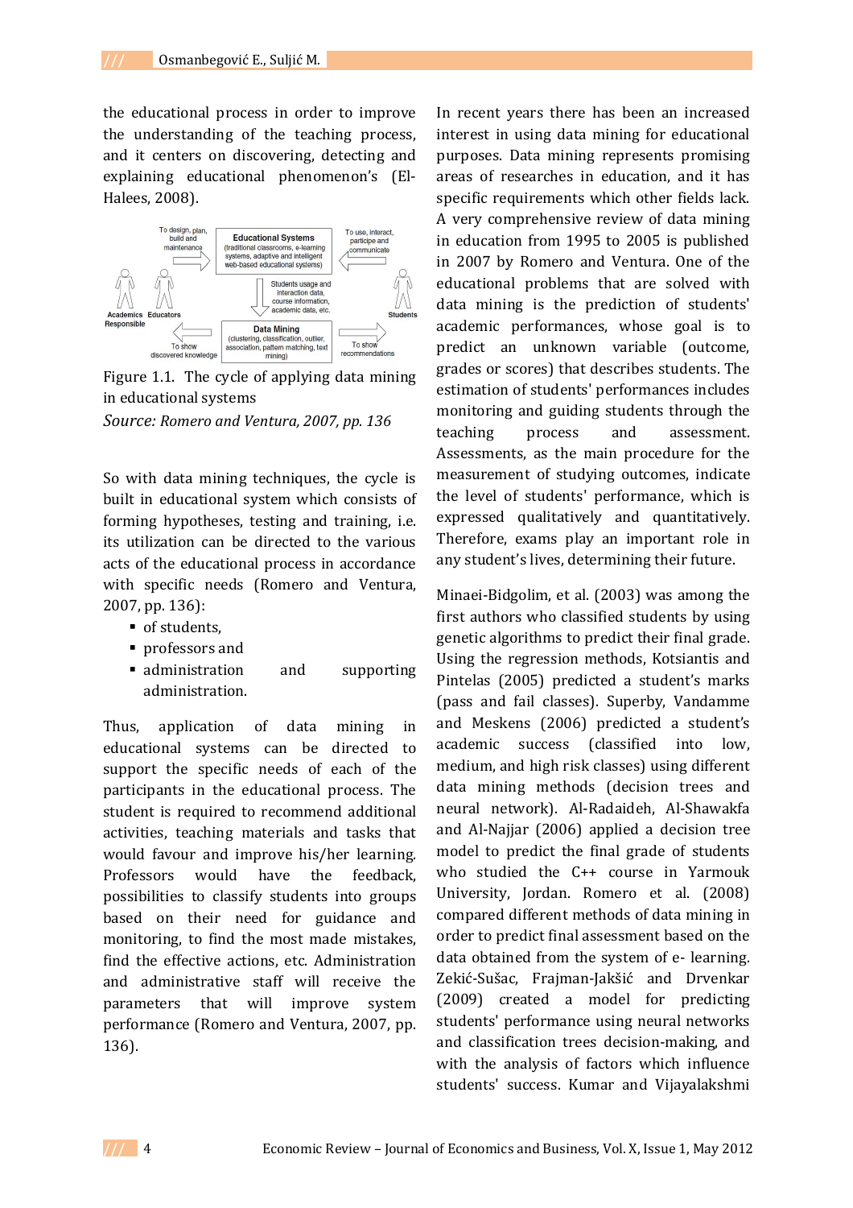the educational process in order to improve the understanding of the teaching process, and it centers on discovering, detecting and explaining educational phenomenon's (El-Halees, 2008).

Figure 1.1. The cycle of applying data mining in educational systems

*Source: Romero and Ventura, 2007, pp. 136*

So with data mining techniques, the cycle is built in educational system which consists of forming hypotheses, testing and training, i.e. its utilization can be directed to the various acts of the educational process in accordance with specific needs (Romero and Ventura, 2007, pp. 136):

- of students,
- professors and
- administration and supporting administration.

Thus, application of data mining in educational systems can be directed to support the specific needs of each of the participants in the educational process. The student is required to recommend additional activities, teaching materials and tasks that would favour and improve his/her learning. Professors would have the feedback, possibilities to classify students into groups based on their need for guidance and monitoring, to find the most made mistakes, find the effective actions, etc. Administration and administrative staff will receive the parameters that will improve system performance (Romero and Ventura, 2007, pp. 136).

In recent years there has been an increased interest in using data mining for educational purposes. Data mining represents promising areas of researches in education, and it has specific requirements which other fields lack. A very comprehensive review of data mining in education from 1995 to 2005 is published in 2007 by Romero and Ventura. One of the educational problems that are solved with data mining is the prediction of students' academic performances, whose goal is to predict an unknown variable (outcome, grades or scores) that describes students. The estimation of students' performances includes monitoring and guiding students through the teaching process and assessment. Assessments, as the main procedure for the measurement of studying outcomes, indicate the level of students' performance, which is expressed qualitatively and quantitatively. Therefore, exams play an important role in any student's lives, determining their future.

Minaei-Bidgolim, et al. (2003) was among the first authors who classified students by using genetic algorithms to predict their final grade. Using the regression methods, Kotsiantis and Pintelas (2005) predicted a student's marks (pass and fail classes). Superby, Vandamme and Meskens (2006) predicted a student's academic success (classified into low, medium, and high risk classes) using different data mining methods (decision trees and neural network). Al-Radaideh, Al-Shawakfa and Al-Najjar (2006) applied a decision tree model to predict the final grade of students who studied the C++ course in Yarmouk University, Jordan. Romero et al. (2008) compared different methods of data mining in order to predict final assessment based on the data obtained from the system of e- learning. Zekić-Sušac, Frajman-Jakšić and Drvenkar (2009) created a model for predicting students' performance using neural networks and classification trees decision-making, and with the analysis of factors which influence students' success. Kumar and Vijayalakshmi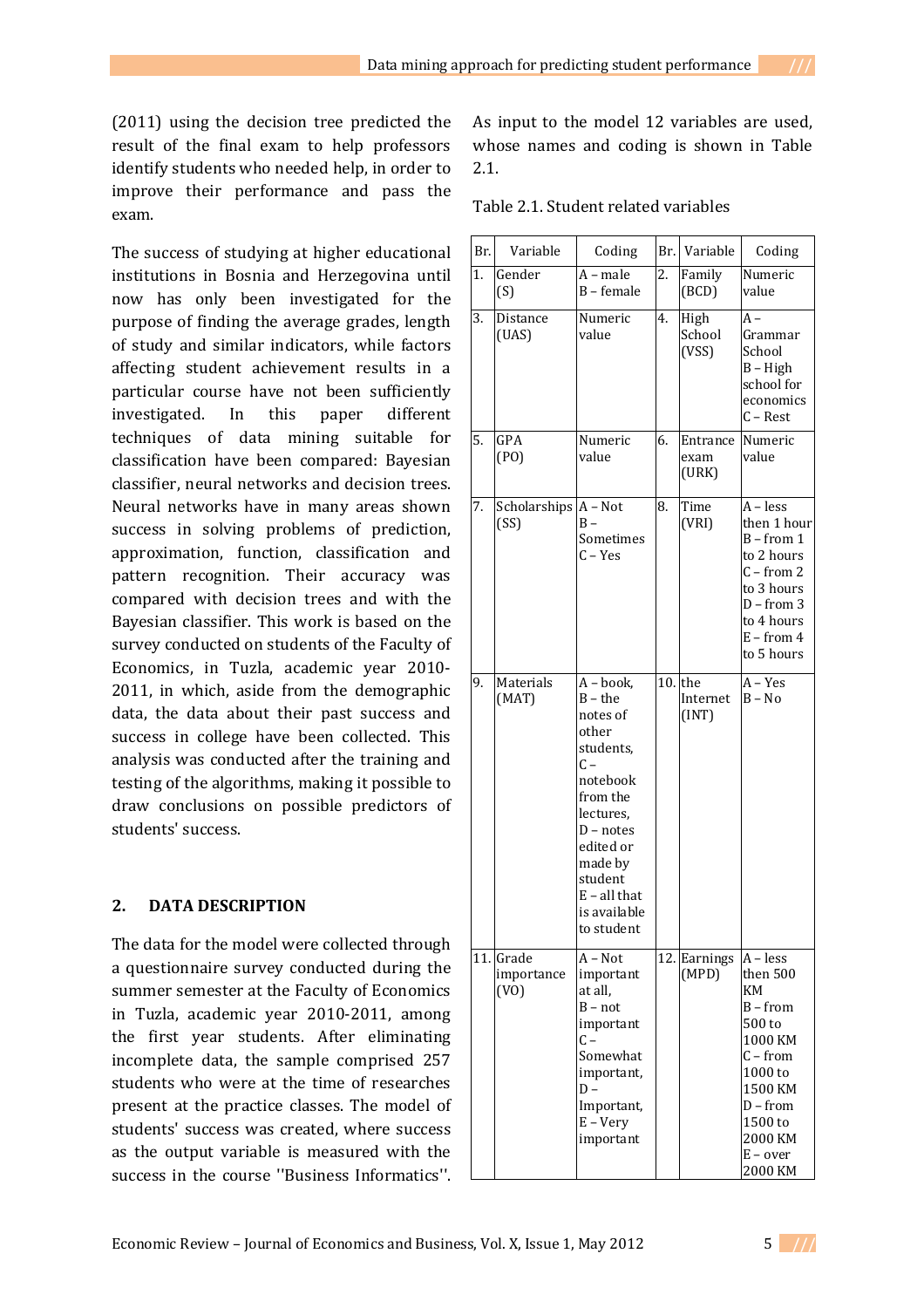(2011) using the decision tree predicted the result of the final exam to help professors identify students who needed help, in order to improve their performance and pass the exam.

The success of studying at higher educational institutions in Bosnia and Herzegovina until now has only been investigated for the purpose of finding the average grades, length of study and similar indicators, while factors affecting student achievement results in a particular course have not been sufficiently investigated. In this paper different techniques of data mining suitable for classification have been compared: Bayesian classifier, neural networks and decision trees. Neural networks have in many areas shown success in solving problems of prediction, approximation, function, classification and pattern recognition. Their accuracy was compared with decision trees and with the Bayesian classifier. This work is based on the survey conducted on students of the Faculty of Economics, in Tuzla, academic year 2010-2011, in which, aside from the demographic data, the data about their past success and success in college have been collected. This analysis was conducted after the training and testing of the algorithms, making it possible to draw conclusions on possible predictors of students' success.

## 2. DATA DESCRIPTION

The data for the model were collected through a questionnaire survey conducted during the summer semester at the Faculty of Economics in Tuzla, academic year 2010-2011, among the first year students. After eliminating incomplete data, the sample comprised 257 students who were at the time of researches present at the practice classes. The model of students' success was created, where success as the output variable is measured with the success in the course ''Business Informatics''. As input to the model 12 variables are used, whose names and coding is shown in Table 2.1.

Table 2.1. Student related variables

| Br. | Variable | Coding | Br. | Variable | Coding |
|---|---|---|---|---|---|
| 1. | Gender (S) | A – male<br>B – female | 2. | Family (BCD) | Numeric value |
| 3. | Distance (UAS) | Numeric value | 4. | High School (VSS) | A – Grammar School<br>B – High school for economics<br>C – Rest |
| 5. | GPA (PO) | Numeric value | 6. | Entrance exam (URK) | Numeric value |
| 7. | Scholarships (SS) | A – Not<br>B – Sometimes<br>C – Yes | 8. | Time (VRI) | A – less then 1 hour<br>B – from 1 to 2 hours<br>C – from 2 to 3 hours<br>D – from 3 to 4 hours<br>E – from 4 to 5 hours |
| 9. | Materials (MAT) | A – book,<br>B – the notes of other students,<br>C – notebook from the lectures,<br>D – notes edited or made by student<br>E – all that is available to student | 10. | the Internet (INT) | A – Yes<br>B – No |
| 11. | Grade importance (VO) | A – Not important at all,<br>B – not important<br>C – Somewhat important,<br>D – Important,<br>E – Very important | 12. | Earnings (MPD) | A – less then 500 KM<br>B – from 500 to 1000 KM<br>C – from 1000 to 1500 KM<br>D – from 1500 to 2000 KM<br>E – over 2000 KM |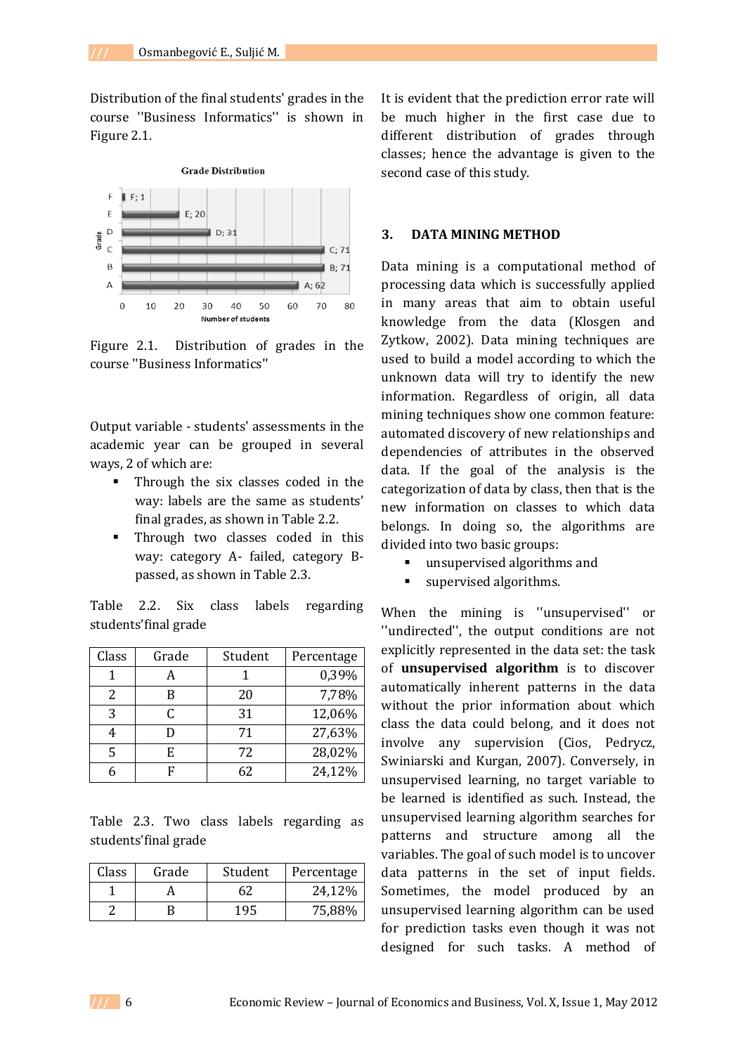Distribution of the final students' grades in the course ''Business Informatics'' is shown in Figure 2.1.

Figure 2.1. Distribution of grades in the course ''Business Informatics''

Output variable - students' assessments in the academic year can be grouped in several ways, 2 of which are:

- Through the six classes coded in the way: labels are the same as students' final grades, as shown in Table 2.2.
- Through two classes coded in this way: category A- failed, category B- passed, as shown in Table 2.3.

Table 2.2. Six class labels regarding students'final grade

| Class | Grade | Student | Percentage |
|---|---|---|---|
| 1 | A | 1 | 0,39% |
| 2 | B | 20 | 7,78% |
| 3 | C | 31 | 12,06% |
| 4 | D | 71 | 27,63% |
| 5 | E | 72 | 28,02% |
| 6 | F | 62 | 24,12% |

Table 2.3. Two class labels regarding as students'final grade

| Class | Grade | Student | Percentage |
|---|---|---|---|
| 1 | A | 62 | 24,12% |
| 2 | B | 195 | 75,88% |

It is evident that the prediction error rate will be much higher in the first case due to different distribution of grades through classes; hence the advantage is given to the second case of this study.

## 3. DATA MINING METHOD

Data mining is a computational method of processing data which is successfully applied in many areas that aim to obtain useful knowledge from the data (Klosgen and Zytkow, 2002). Data mining techniques are used to build a model according to which the unknown data will try to identify the new information. Regardless of origin, all data mining techniques show one common feature: automated discovery of new relationships and dependencies of attributes in the observed data. If the goal of the analysis is the categorization of data by class, then that is the new information on classes to which data belongs. In doing so, the algorithms are divided into two basic groups:

- unsupervised algorithms and
- supervised algorithms.

When the mining is ''unsupervised'' or ''undirected'', the output conditions are not explicitly represented in the data set: the task of **unsupervised algorithm** is to discover automatically inherent patterns in the data without the prior information about which class the data could belong, and it does not involve any supervision (Cios, Pedrycz, Swiniarski and Kurgan, 2007). Conversely, in unsupervised learning, no target variable to be learned is identified as such. Instead, the unsupervised learning algorithm searches for patterns and structure among all the variables. The goal of such model is to uncover data patterns in the set of input fields. Sometimes, the model produced by an unsupervised learning algorithm can be used for prediction tasks even though it was not designed for such tasks. A method of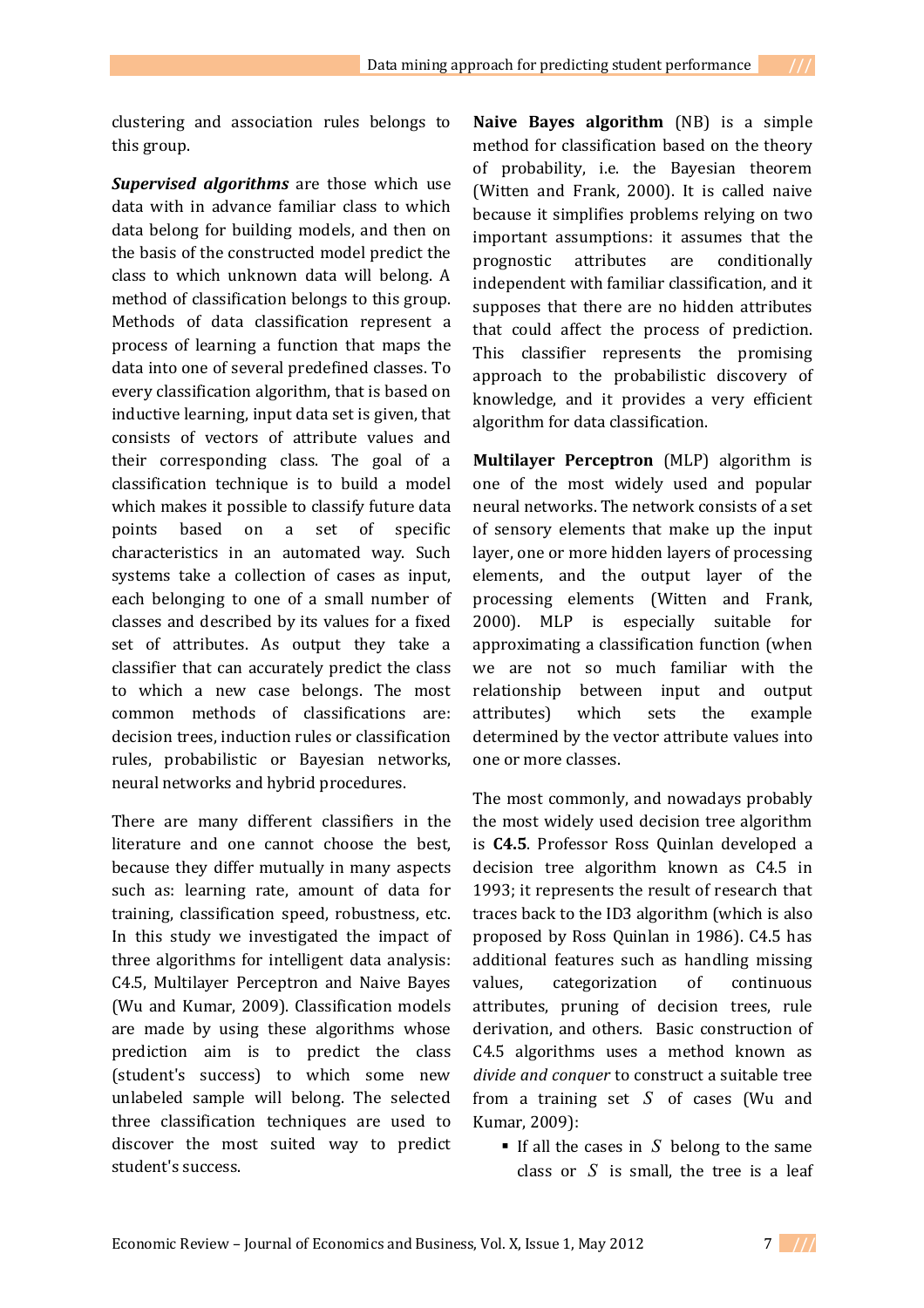clustering and association rules belongs to this group.

***Supervised algorithms*** are those which use data with in advance familiar class to which data belong for building models, and then on the basis of the constructed model predict the class to which unknown data will belong. A method of classification belongs to this group. Methods of data classification represent a process of learning a function that maps the data into one of several predefined classes. To every classification algorithm, that is based on inductive learning, input data set is given, that consists of vectors of attribute values and their corresponding class. The goal of a classification technique is to build a model which makes it possible to classify future data points based on a set of specific characteristics in an automated way. Such systems take a collection of cases as input, each belonging to one of a small number of classes and described by its values for a fixed set of attributes. As output they take a classifier that can accurately predict the class to which a new case belongs. The most common methods of classifications are: decision trees, induction rules or classification rules, probabilistic or Bayesian networks, neural networks and hybrid procedures.

There are many different classifiers in the literature and one cannot choose the best, because they differ mutually in many aspects such as: learning rate, amount of data for training, classification speed, robustness, etc. In this study we investigated the impact of three algorithms for intelligent data analysis: C4.5, Multilayer Perceptron and Naive Bayes (Wu and Kumar, 2009). Classification models are made by using these algorithms whose prediction aim is to predict the class (student's success) to which some new unlabeled sample will belong. The selected three classification techniques are used to discover the most suited way to predict student's success.

**Naive Bayes algorithm** (NB) is a simple method for classification based on the theory of probability, i.e. the Bayesian theorem (Witten and Frank, 2000). It is called naive because it simplifies problems relying on two important assumptions: it assumes that the prognostic attributes are conditionally independent with familiar classification, and it supposes that there are no hidden attributes that could affect the process of prediction. This classifier represents the promising approach to the probabilistic discovery of knowledge, and it provides a very efficient algorithm for data classification.

**Multilayer Perceptron** (MLP) algorithm is one of the most widely used and popular neural networks. The network consists of a set of sensory elements that make up the input layer, one or more hidden layers of processing elements, and the output layer of the processing elements (Witten and Frank, 2000). MLP is especially suitable for approximating a classification function (when we are not so much familiar with the relationship between input and output attributes) which sets the example determined by the vector attribute values into one or more classes.

The most commonly, and nowadays probably the most widely used decision tree algorithm is **C4.5**. Professor Ross Quinlan developed a decision tree algorithm known as C4.5 in 1993; it represents the result of research that traces back to the ID3 algorithm (which is also proposed by Ross Quinlan in 1986). C4.5 has additional features such as handling missing values, categorization of continuous attributes, pruning of decision trees, rule derivation, and others. Basic construction of C4.5 algorithms uses a method known as *divide and conquer* to construct a suitable tree from a training set $S$ of cases (Wu and Kumar, 2009):

- If all the cases in $S$ belong to the same class or $S$ is small, the tree is a leaf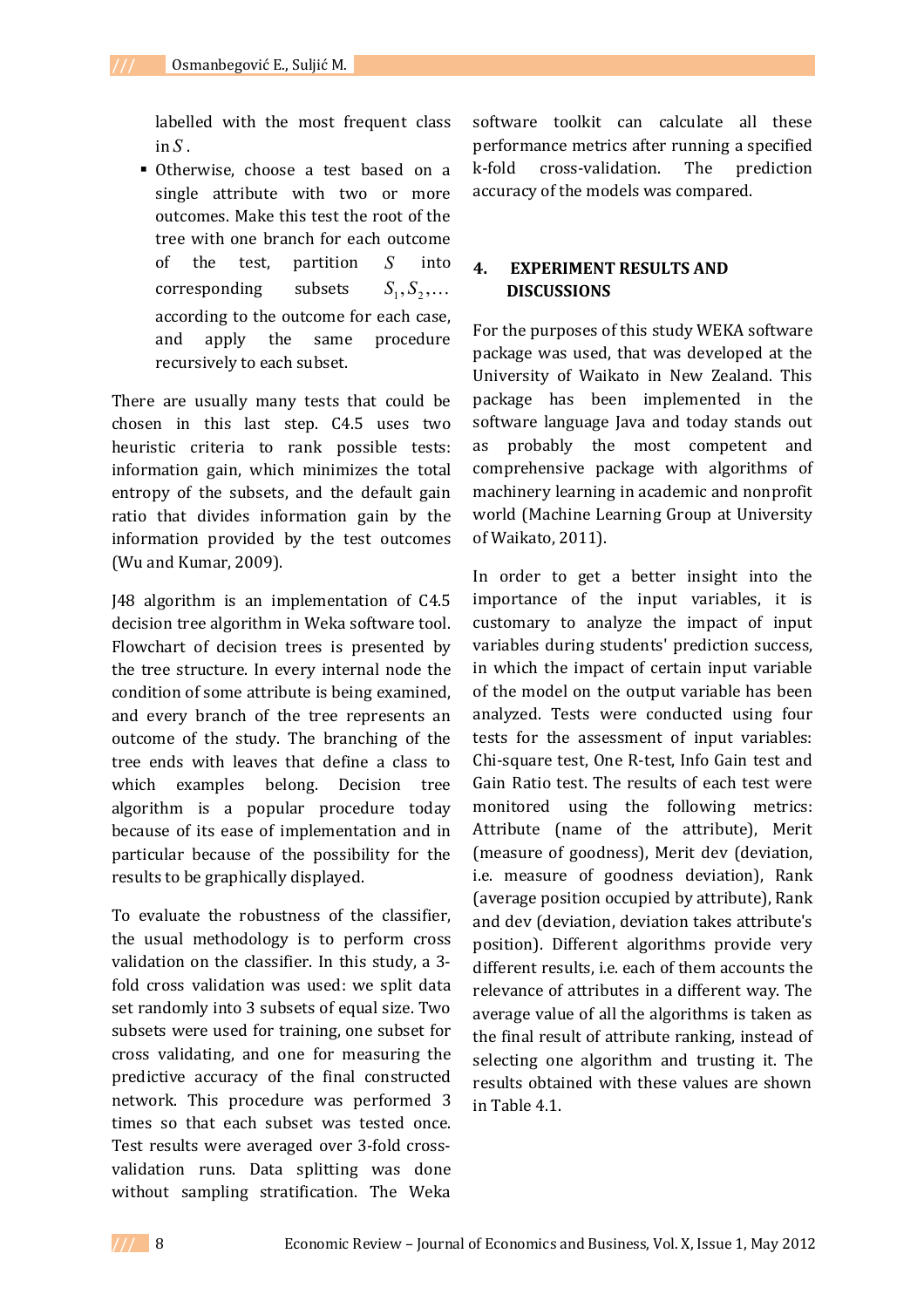labelled with the most frequent class in $S$.

- Otherwise, choose a test based on a single attribute with two or more outcomes. Make this test the root of the tree with one branch for each outcome of the test, partition $S$ into corresponding subsets $S_1, S_2, \ldots$ according to the outcome for each case, and apply the same procedure recursively to each subset.

There are usually many tests that could be chosen in this last step. C4.5 uses two heuristic criteria to rank possible tests: information gain, which minimizes the total entropy of the subsets, and the default gain ratio that divides information gain by the information provided by the test outcomes (Wu and Kumar, 2009).

J48 algorithm is an implementation of C4.5 decision tree algorithm in Weka software tool. Flowchart of decision trees is presented by the tree structure. In every internal node the condition of some attribute is being examined, and every branch of the tree represents an outcome of the study. The branching of the tree ends with leaves that define a class to which examples belong. Decision tree algorithm is a popular procedure today because of its ease of implementation and in particular because of the possibility for the results to be graphically displayed.

To evaluate the robustness of the classifier, the usual methodology is to perform cross validation on the classifier. In this study, a 3-fold cross validation was used: we split data set randomly into 3 subsets of equal size. Two subsets were used for training, one subset for cross validating, and one for measuring the predictive accuracy of the final constructed network. This procedure was performed 3 times so that each subset was tested once. Test results were averaged over 3-fold cross-validation runs. Data splitting was done without sampling stratification. The Weka software toolkit can calculate all these performance metrics after running a specified k-fold cross-validation. The prediction accuracy of the models was compared.

## 4. EXPERIMENT RESULTS AND DISCUSSIONS

For the purposes of this study WEKA software package was used, that was developed at the University of Waikato in New Zealand. This package has been implemented in the software language Java and today stands out as probably the most competent and comprehensive package with algorithms of machinery learning in academic and nonprofit world (Machine Learning Group at University of Waikato, 2011).

In order to get a better insight into the importance of the input variables, it is customary to analyze the impact of input variables during students' prediction success, in which the impact of certain input variable of the model on the output variable has been analyzed. Tests were conducted using four tests for the assessment of input variables: Chi-square test, One R-test, Info Gain test and Gain Ratio test. The results of each test were monitored using the following metrics: Attribute (name of the attribute), Merit (measure of goodness), Merit dev (deviation, i.e. measure of goodness deviation), Rank (average position occupied by attribute), Rank and dev (deviation, deviation takes attribute's position). Different algorithms provide very different results, i.e. each of them accounts the relevance of attributes in a different way. The average value of all the algorithms is taken as the final result of attribute ranking, instead of selecting one algorithm and trusting it. The results obtained with these values are shown in Table 4.1.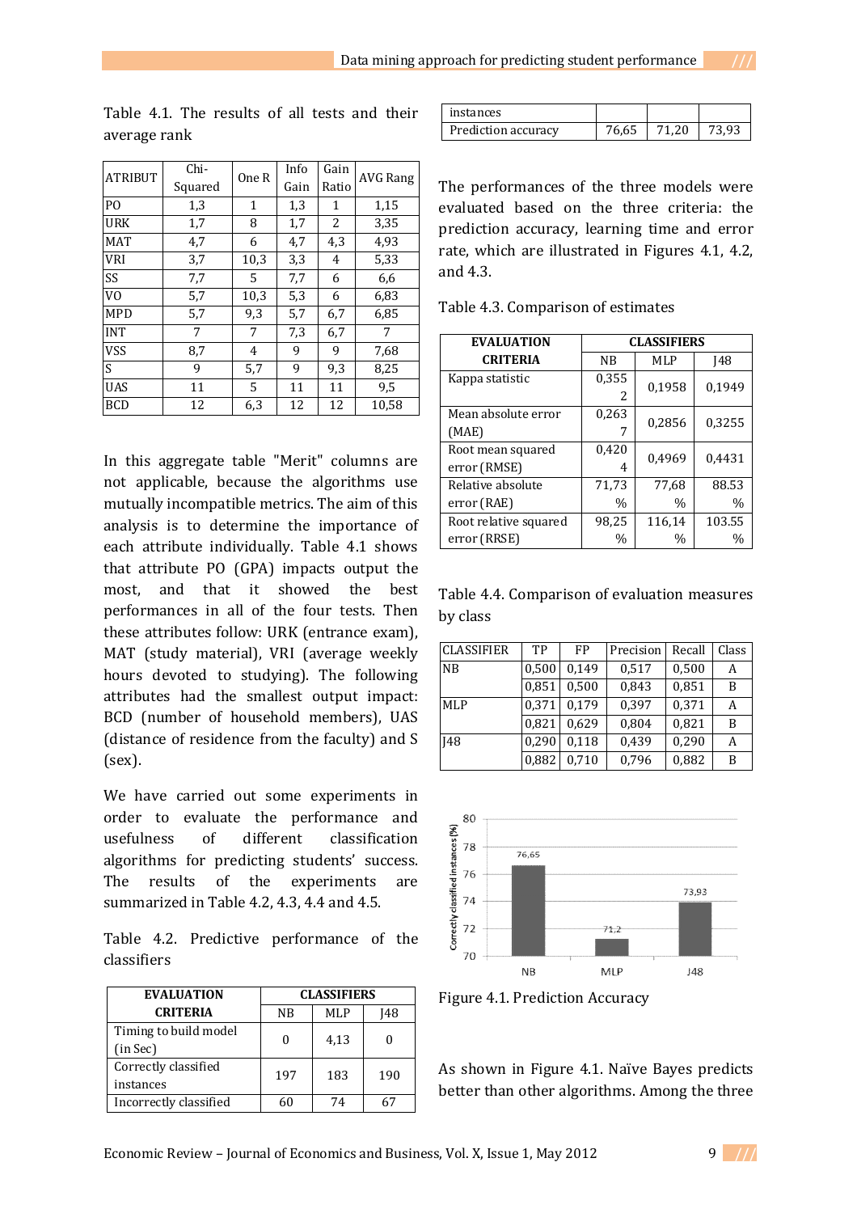Table 4.1. The results of all tests and their average rank

| ATRIBUT | Chi-Squared | One R | Info Gain | Gain Ratio | AVG Rang |
|---|---|---|---|---|---|
| PO | 1,3 | 1 | 1,3 | 1 | 1,15 |
| URK | 1,7 | 8 | 1,7 | 2 | 3,35 |
| MAT | 4,7 | 6 | 4,7 | 4,3 | 4,93 |
| VRI | 3,7 | 10,3 | 3,3 | 4 | 5,33 |
| SS | 7,7 | 5 | 7,7 | 6 | 6,6 |
| VO | 5,7 | 10,3 | 5,3 | 6 | 6,83 |
| MPD | 5,7 | 9,3 | 5,7 | 6,7 | 6,85 |
| INT | 7 | 7 | 7,3 | 6,7 | 7 |
| VSS | 8,7 | 4 | 9 | 9 | 7,68 |
| S | 9 | 5,7 | 9 | 9,3 | 8,25 |
| UAS | 11 | 5 | 11 | 11 | 9,5 |
| BCD | 12 | 6,3 | 12 | 12 | 10,58 |

In this aggregate table "Merit" columns are not applicable, because the algorithms use mutually incompatible metrics. The aim of this analysis is to determine the importance of each attribute individually. Table 4.1 shows that attribute PO (GPA) impacts output the most, and that it showed the best performances in all of the four tests. Then these attributes follow: URK (entrance exam), MAT (study material), VRI (average weekly hours devoted to studying). The following attributes had the smallest output impact: BCD (number of household members), UAS (distance of residence from the faculty) and S (sex).

We have carried out some experiments in order to evaluate the performance and usefulness of different classification algorithms for predicting students' success. The results of the experiments are summarized in Table 4.2, 4.3, 4.4 and 4.5.

Table 4.2. Predictive performance of the classifiers

| EVALUATION CRITERIA | CLASSIFIERS | | |
|---|---|---|---|
| | NB | MLP | J48 |
| Timing to build model (in Sec) | 0 | 4,13 | 0 |
| Correctly classified instances | 197 | 183 | 190 |
| Incorrectly classified instances | 60 | 74 | 67 |
| Prediction accuracy | 76,65 | 71,20 | 73,93 |

The performances of the three models were evaluated based on the three criteria: the prediction accuracy, learning time and error rate, which are illustrated in Figures 4.1, 4.2, and 4.3.

Table 4.3. Comparison of estimates

| EVALUATION CRITERIA | CLASSIFIERS | | |
|---|---|---|---|
| | NB | MLP | J48 |
| Kappa statistic | 0,3552 | 0,1958 | 0,1949 |
| Mean absolute error (MAE) | 0,2637 | 0,2856 | 0,3255 |
| Root mean squared error (RMSE) | 0,4204 | 0,4969 | 0,4431 |
| Relative absolute error (RAE) | 71,73 % | 77,68 % | 88.53 % |
| Root relative squared error (RRSE) | 98,25 % | 116,14 % | 103.55 % |

Table 4.4. Comparison of evaluation measures by class

| CLASSIFIER | TP | FP | Precision | Recall | Class |
|---|---|---|---|---|---|
| NB | 0,500 | 0,149 | 0,517 | 0,500 | A |
| | 0,851 | 0,500 | 0,843 | 0,851 | B |
| MLP | 0,371 | 0,179 | 0,397 | 0,371 | A |
| | 0,821 | 0,629 | 0,804 | 0,821 | B |
| J48 | 0,290 | 0,118 | 0,439 | 0,290 | A |
| | 0,882 | 0,710 | 0,796 | 0,882 | B |

Figure 4.1. Prediction Accuracy

As shown in Figure 4.1. Naïve Bayes predicts better than other algorithms. Among the three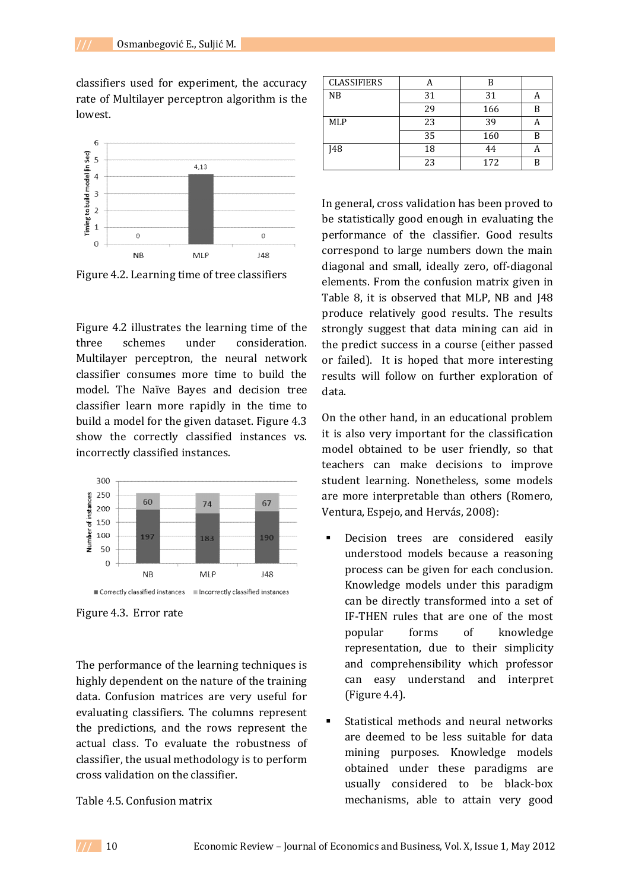classifiers used for experiment, the accuracy rate of Multilayer perceptron algorithm is the lowest.

Figure 4.2. Learning time of tree classifiers

Figure 4.2 illustrates the learning time of the three schemes under consideration. Multilayer perceptron, the neural network classifier consumes more time to build the model. The Naïve Bayes and decision tree classifier learn more rapidly in the time to build a model for the given dataset. Figure 4.3 show the correctly classified instances vs. incorrectly classified instances.

Figure 4.3. Error rate

The performance of the learning techniques is highly dependent on the nature of the training data. Confusion matrices are very useful for evaluating classifiers. The columns represent the predictions, and the rows represent the actual class. To evaluate the robustness of classifier, the usual methodology is to perform cross validation on the classifier.

Table 4.5. Confusion matrix

| CLASSIFIERS | A | B | |
|---|---|---|---|
| NB | 31 | 31 | A |
| | 29 | 166 | B |
| MLP | 23 | 39 | A |
| | 35 | 160 | B |
| J48 | 18 | 44 | A |
| | 23 | 172 | B |

In general, cross validation has been proved to be statistically good enough in evaluating the performance of the classifier. Good results correspond to large numbers down the main diagonal and small, ideally zero, off-diagonal elements. From the confusion matrix given in Table 8, it is observed that MLP, NB and J48 produce relatively good results. The results strongly suggest that data mining can aid in the predict success in a course (either passed or failed). It is hoped that more interesting results will follow on further exploration of data.

On the other hand, in an educational problem it is also very important for the classification model obtained to be user friendly, so that teachers can make decisions to improve student learning. Nonetheless, some models are more interpretable than others (Romero, Ventura, Espejo, and Hervás, 2008):

- Decision trees are considered easily understood models because a reasoning process can be given for each conclusion. Knowledge models under this paradigm can be directly transformed into a set of IF-THEN rules that are one of the most popular forms of knowledge representation, due to their simplicity and comprehensibility which professor can easy understand and interpret (Figure 4.4).
- Statistical methods and neural networks are deemed to be less suitable for data mining purposes. Knowledge models obtained under these paradigms are usually considered to be black-box mechanisms, able to attain very good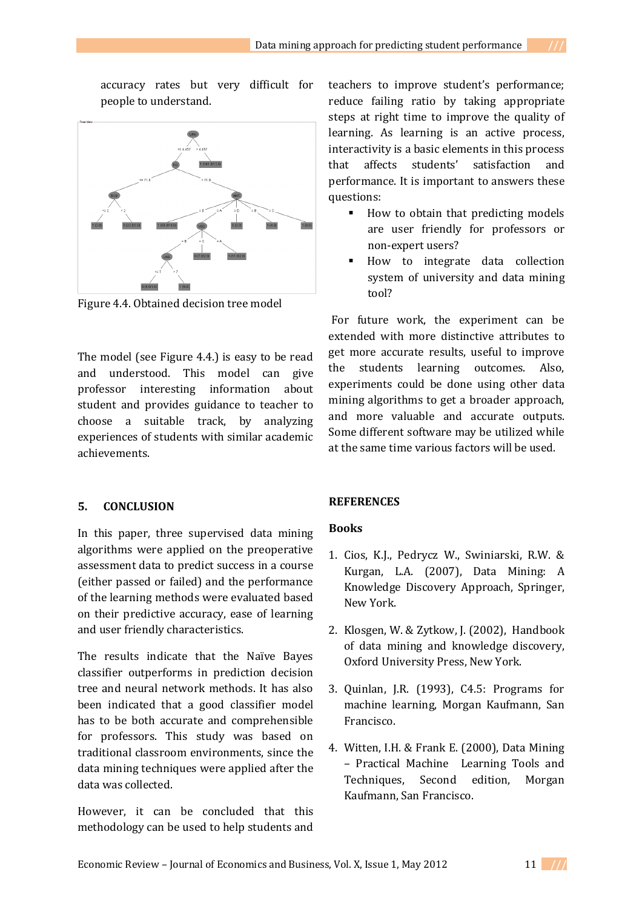accuracy rates but very difficult for people to understand.

Figure 4.4. Obtained decision tree model

The model (see Figure 4.4.) is easy to be read and understood. This model can give professor interesting information about student and provides guidance to teacher to choose a suitable track, by analyzing experiences of students with similar academic achievements.

## 5. CONCLUSION

In this paper, three supervised data mining algorithms were applied on the preoperative assessment data to predict success in a course (either passed or failed) and the performance of the learning methods were evaluated based on their predictive accuracy, ease of learning and user friendly characteristics.

The results indicate that the Naïve Bayes classifier outperforms in prediction decision tree and neural network methods. It has also been indicated that a good classifier model has to be both accurate and comprehensible for professors. This study was based on traditional classroom environments, since the data mining techniques were applied after the data was collected.

However, it can be concluded that this methodology can be used to help students and teachers to improve student's performance; reduce failing ratio by taking appropriate steps at right time to improve the quality of learning. As learning is an active process, interactivity is a basic elements in this process that affects students' satisfaction and performance. It is important to answers these questions:

- How to obtain that predicting models are user friendly for professors or non-expert users?
- How to integrate data collection system of university and data mining tool?

For future work, the experiment can be extended with more distinctive attributes to get more accurate results, useful to improve the students learning outcomes. Also, experiments could be done using other data mining algorithms to get a broader approach, and more valuable and accurate outputs. Some different software may be utilized while at the same time various factors will be used.

## REFERENCES

### Books

1. Cios, K.J., Pedrycz W., Swiniarski, R.W. & Kurgan, L.A. (2007), Data Mining: A Knowledge Discovery Approach, Springer, New York.

2. Klosgen, W. & Zytkow, J. (2002), Handbook of data mining and knowledge discovery, Oxford University Press, New York.

3. Quinlan, J.R. (1993), C4.5: Programs for machine learning, Morgan Kaufmann, San Francisco.

4. Witten, I.H. & Frank E. (2000), Data Mining – Practical Machine Learning Tools and Techniques, Second edition, Morgan Kaufmann, San Francisco.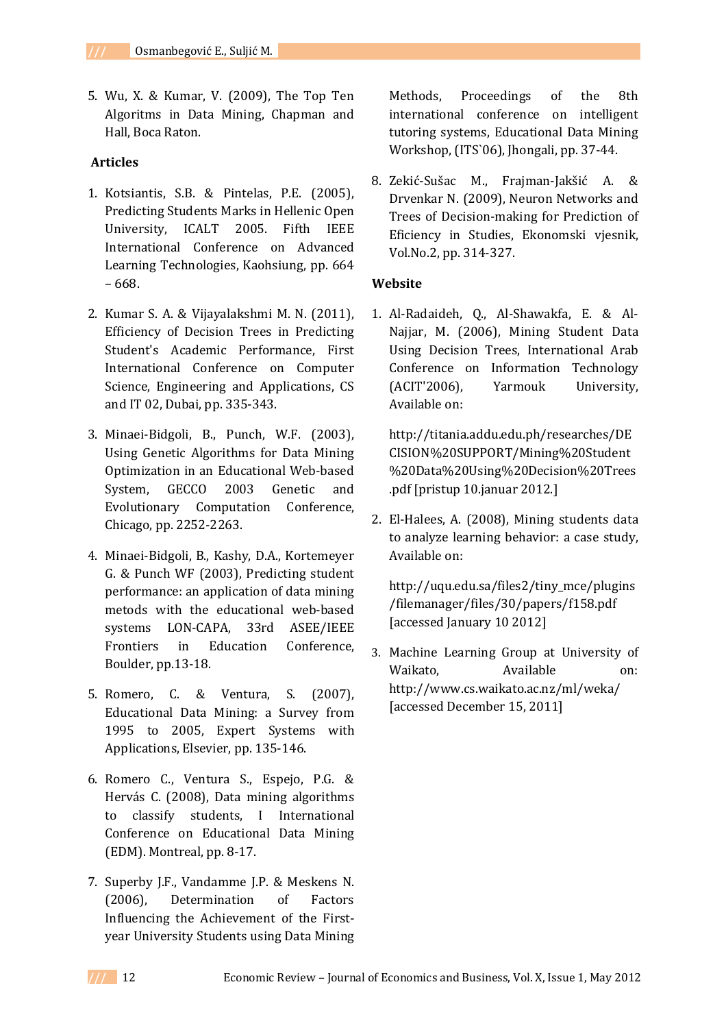5. Wu, X. & Kumar, V. (2009), The Top Ten Algoritms in Data Mining, Chapman and Hall, Boca Raton.

**Articles**

1. Kotsiantis, S.B. & Pintelas, P.E. (2005), Predicting Students Marks in Hellenic Open University, ICALT 2005. Fifth IEEE International Conference on Advanced Learning Technologies, Kaohsiung, pp. 664 – 668.

2. Kumar S. A. & Vijayalakshmi M. N. (2011), Efficiency of Decision Trees in Predicting Student's Academic Performance, First International Conference on Computer Science, Engineering and Applications, CS and IT 02, Dubai, pp. 335-343.

3. Minaei-Bidgoli, B., Punch, W.F. (2003), Using Genetic Algorithms for Data Mining Optimization in an Educational Web-based System, GECCO 2003 Genetic and Evolutionary Computation Conference, Chicago, pp. 2252-2263.

4. Minaei-Bidgoli, B., Kashy, D.A., Kortemeyer G. & Punch WF (2003), Predicting student performance: an application of data mining metods with the educational web-based systems LON-CAPA, 33rd ASEE/IEEE Frontiers in Education Conference, Boulder, pp.13-18.

5. Romero, C. & Ventura, S. (2007), Educational Data Mining: a Survey from 1995 to 2005, Expert Systems with Applications, Elsevier, pp. 135-146.

6. Romero C., Ventura S., Espejo, P.G. & Hervás C. (2008), Data mining algorithms to classify students, I International Conference on Educational Data Mining (EDM). Montreal, pp. 8-17.

7. Superby J.F., Vandamme J.P. & Meskens N. (2006), Determination of Factors Influencing the Achievement of the First-year University Students using Data Mining Methods, Proceedings of the 8th international conference on intelligent tutoring systems, Educational Data Mining Workshop, (ITS`06), Jhongali, pp. 37-44.

8. Zekić-Sušac M., Frajman-Jakšić A. & Drvenkar N. (2009), Neuron Networks and Trees of Decision-making for Prediction of Eficiency in Studies, Ekonomski vjesnik, Vol.No.2, pp. 314-327.

**Website**

1. Al-Radaideh, Q., Al-Shawakfa, E. & Al-Najjar, M. (2006), Mining Student Data Using Decision Trees, International Arab Conference on Information Technology (ACIT'2006), Yarmouk University, Available on:

   http://titania.addu.edu.ph/researches/DECISION%20SUPPORT/Mining%20Student%20Data%20Using%20Decision%20Trees.pdf [pristup 10.januar 2012.]

2. El-Halees, A. (2008), Mining students data to analyze learning behavior: a case study, Available on:

   http://uqu.edu.sa/files2/tiny_mce/plugins/filemanager/files/30/papers/f158.pdf [accessed January 10 2012]

3. Machine Learning Group at University of Waikato, Available on: http://www.cs.waikato.ac.nz/ml/weka/ [accessed December 15, 2011]